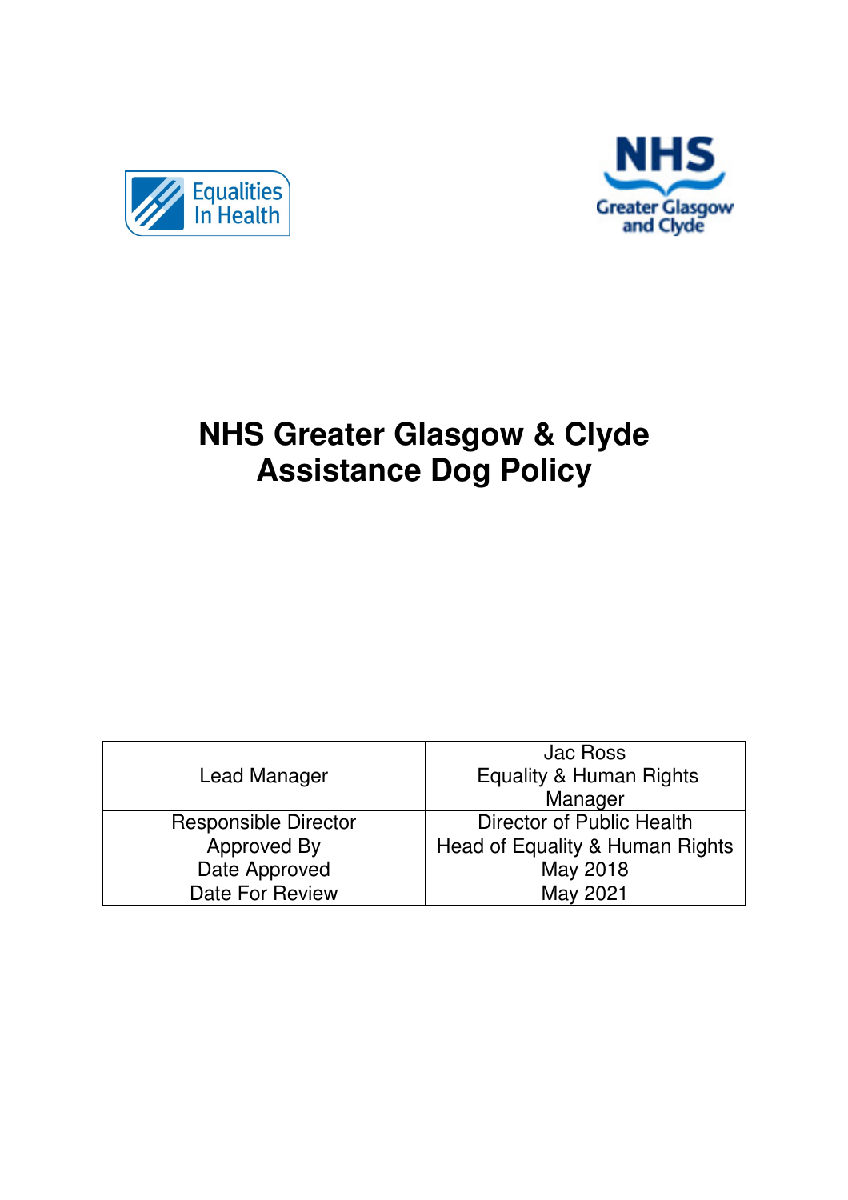Equalities In Health

NHS Greater Glasgow and Clyde

# NHS Greater Glasgow & Clyde Assistance Dog Policy

| | |
|---|---|
| Lead Manager | Jac Ross<br>Equality & Human Rights Manager |
| Responsible Director | Director of Public Health |
| Approved By | Head of Equality & Human Rights |
| Date Approved | May 2018 |
| Date For Review | May 2021 |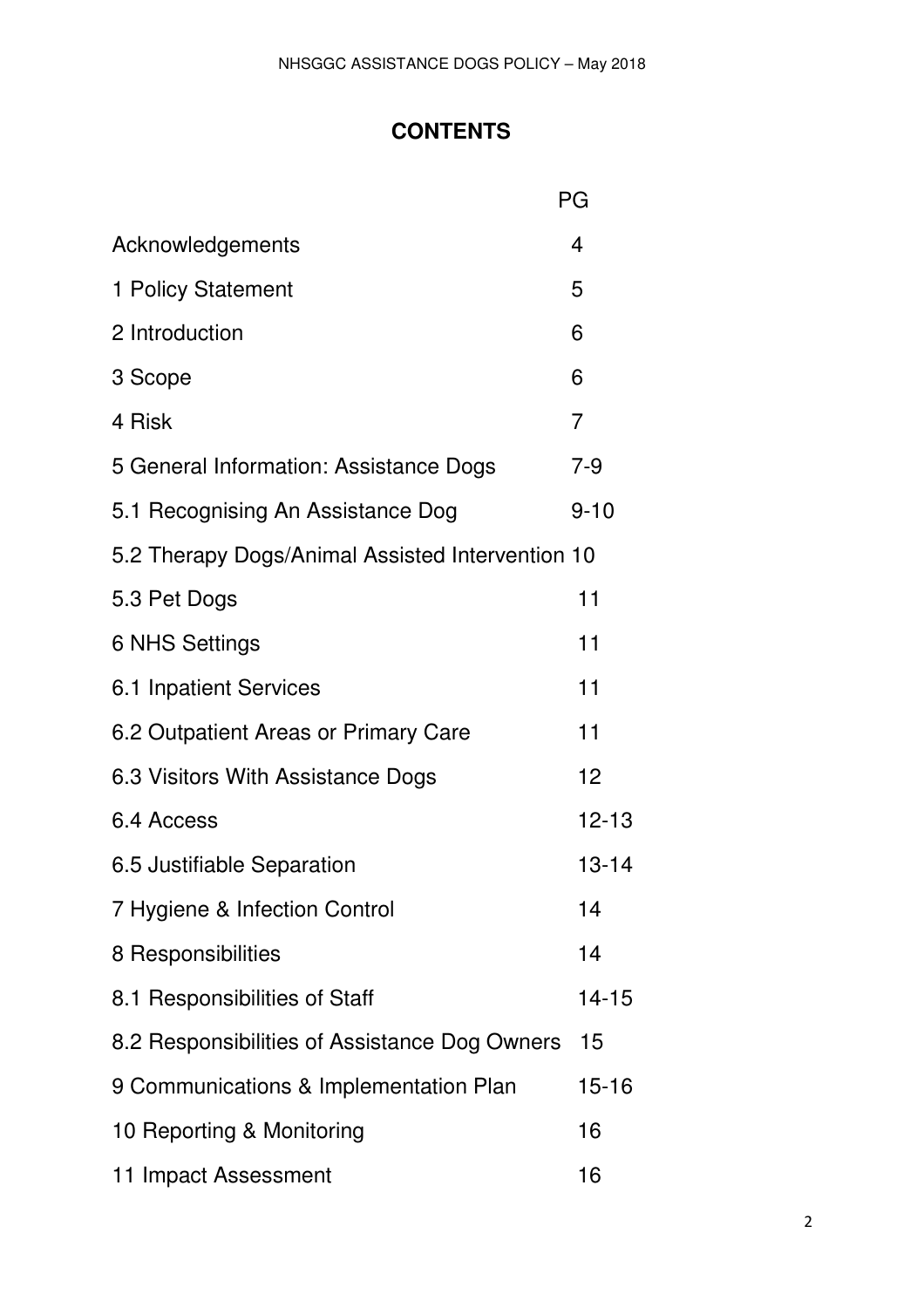# CONTENTS

| | PG |
|---|---|
| Acknowledgements | 4 |
| 1 Policy Statement | 5 |
| 2 Introduction | 6 |
| 3 Scope | 6 |
| 4 Risk | 7 |
| 5 General Information: Assistance Dogs | 7-9 |
| 5.1 Recognising An Assistance Dog | 9-10 |
| 5.2 Therapy Dogs/Animal Assisted Intervention | 10 |
| 5.3 Pet Dogs | 11 |
| 6 NHS Settings | 11 |
| 6.1 Inpatient Services | 11 |
| 6.2 Outpatient Areas or Primary Care | 11 |
| 6.3 Visitors With Assistance Dogs | 12 |
| 6.4 Access | 12-13 |
| 6.5 Justifiable Separation | 13-14 |
| 7 Hygiene & Infection Control | 14 |
| 8 Responsibilities | 14 |
| 8.1 Responsibilities of Staff | 14-15 |
| 8.2 Responsibilities of Assistance Dog Owners | 15 |
| 9 Communications & Implementation Plan | 15-16 |
| 10 Reporting & Monitoring | 16 |
| 11 Impact Assessment | 16 |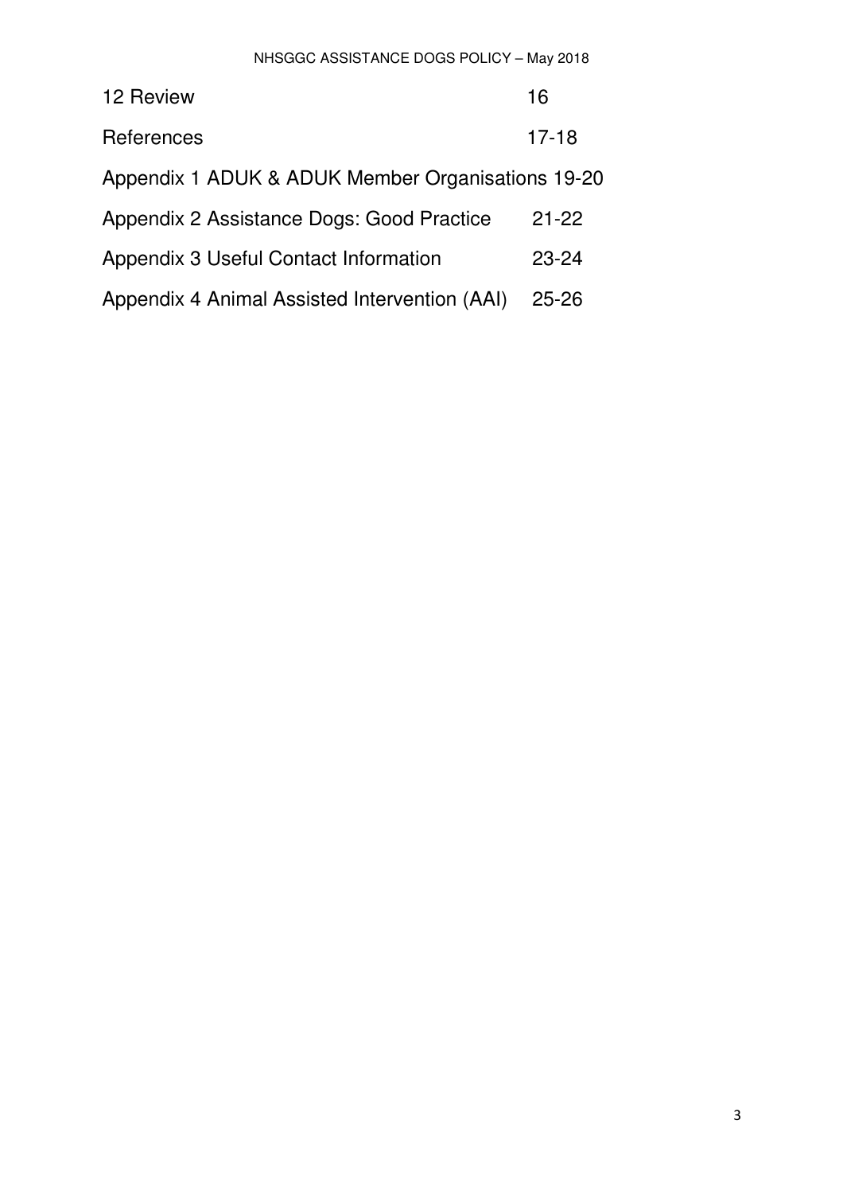| | |
|---|---|
| 12 Review | 16 |
| References | 17-18 |
| Appendix 1 ADUK & ADUK Member Organisations | 19-20 |
| Appendix 2 Assistance Dogs: Good Practice | 21-22 |
| Appendix 3 Useful Contact Information | 23-24 |
| Appendix 4 Animal Assisted Intervention (AAI) | 25-26 |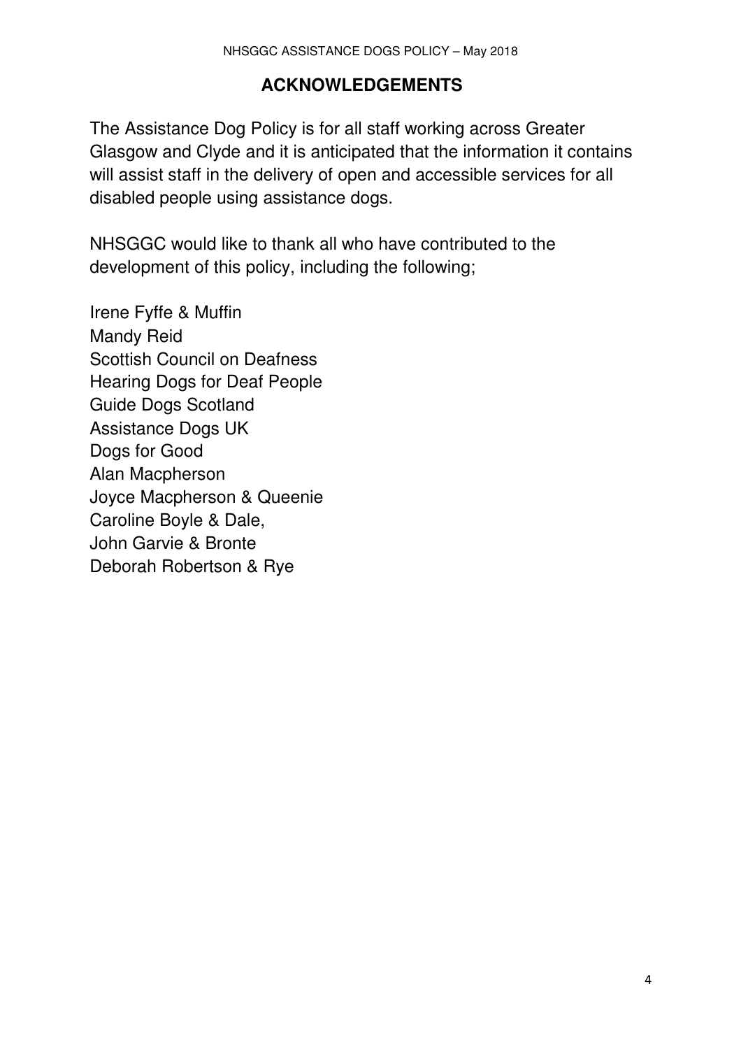## ACKNOWLEDGEMENTS

The Assistance Dog Policy is for all staff working across Greater Glasgow and Clyde and it is anticipated that the information it contains will assist staff in the delivery of open and accessible services for all disabled people using assistance dogs.

NHSGGC would like to thank all who have contributed to the development of this policy, including the following;

Irene Fyffe & Muffin
Mandy Reid
Scottish Council on Deafness
Hearing Dogs for Deaf People
Guide Dogs Scotland
Assistance Dogs UK
Dogs for Good
Alan Macpherson
Joyce Macpherson & Queenie
Caroline Boyle & Dale,
John Garvie & Bronte
Deborah Robertson & Rye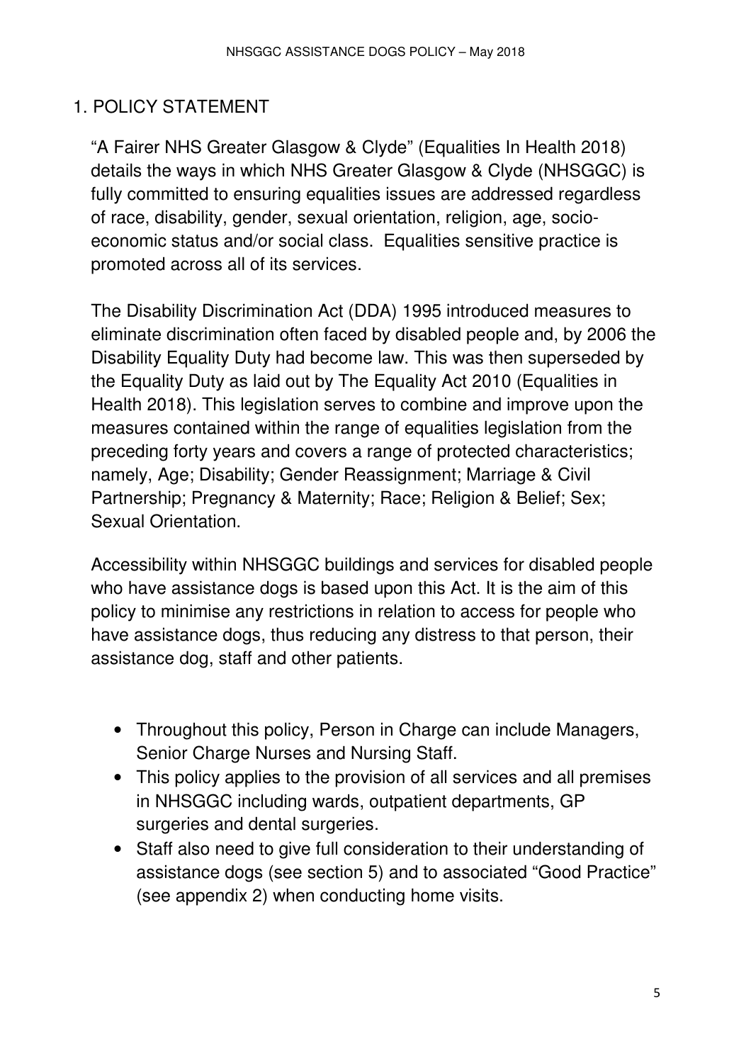## 1. POLICY STATEMENT

"A Fairer NHS Greater Glasgow & Clyde" (Equalities In Health 2018) details the ways in which NHS Greater Glasgow & Clyde (NHSGGC) is fully committed to ensuring equalities issues are addressed regardless of race, disability, gender, sexual orientation, religion, age, socio-economic status and/or social class. Equalities sensitive practice is promoted across all of its services.

The Disability Discrimination Act (DDA) 1995 introduced measures to eliminate discrimination often faced by disabled people and, by 2006 the Disability Equality Duty had become law. This was then superseded by the Equality Duty as laid out by The Equality Act 2010 (Equalities in Health 2018). This legislation serves to combine and improve upon the measures contained within the range of equalities legislation from the preceding forty years and covers a range of protected characteristics; namely, Age; Disability; Gender Reassignment; Marriage & Civil Partnership; Pregnancy & Maternity; Race; Religion & Belief; Sex; Sexual Orientation.

Accessibility within NHSGGC buildings and services for disabled people who have assistance dogs is based upon this Act. It is the aim of this policy to minimise any restrictions in relation to access for people who have assistance dogs, thus reducing any distress to that person, their assistance dog, staff and other patients.

- Throughout this policy, Person in Charge can include Managers, Senior Charge Nurses and Nursing Staff.
- This policy applies to the provision of all services and all premises in NHSGGC including wards, outpatient departments, GP surgeries and dental surgeries.
- Staff also need to give full consideration to their understanding of assistance dogs (see section 5) and to associated "Good Practice" (see appendix 2) when conducting home visits.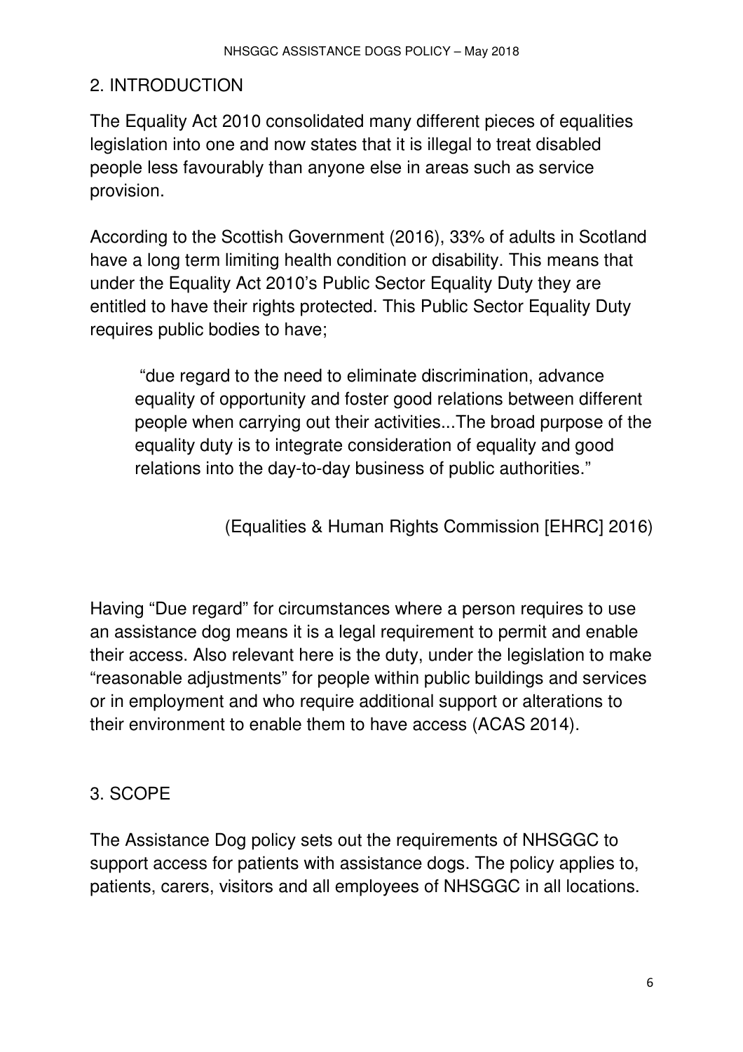## 2. INTRODUCTION

The Equality Act 2010 consolidated many different pieces of equalities legislation into one and now states that it is illegal to treat disabled people less favourably than anyone else in areas such as service provision.

According to the Scottish Government (2016), 33% of adults in Scotland have a long term limiting health condition or disability. This means that under the Equality Act 2010's Public Sector Equality Duty they are entitled to have their rights protected. This Public Sector Equality Duty requires public bodies to have;

> "due regard to the need to eliminate discrimination, advance equality of opportunity and foster good relations between different people when carrying out their activities...The broad purpose of the equality duty is to integrate consideration of equality and good relations into the day-to-day business of public authorities."
>
> (Equalities & Human Rights Commission [EHRC] 2016)

Having "Due regard" for circumstances where a person requires to use an assistance dog means it is a legal requirement to permit and enable their access. Also relevant here is the duty, under the legislation to make "reasonable adjustments" for people within public buildings and services or in employment and who require additional support or alterations to their environment to enable them to have access (ACAS 2014).

## 3. SCOPE

The Assistance Dog policy sets out the requirements of NHSGGC to support access for patients with assistance dogs. The policy applies to, patients, carers, visitors and all employees of NHSGGC in all locations.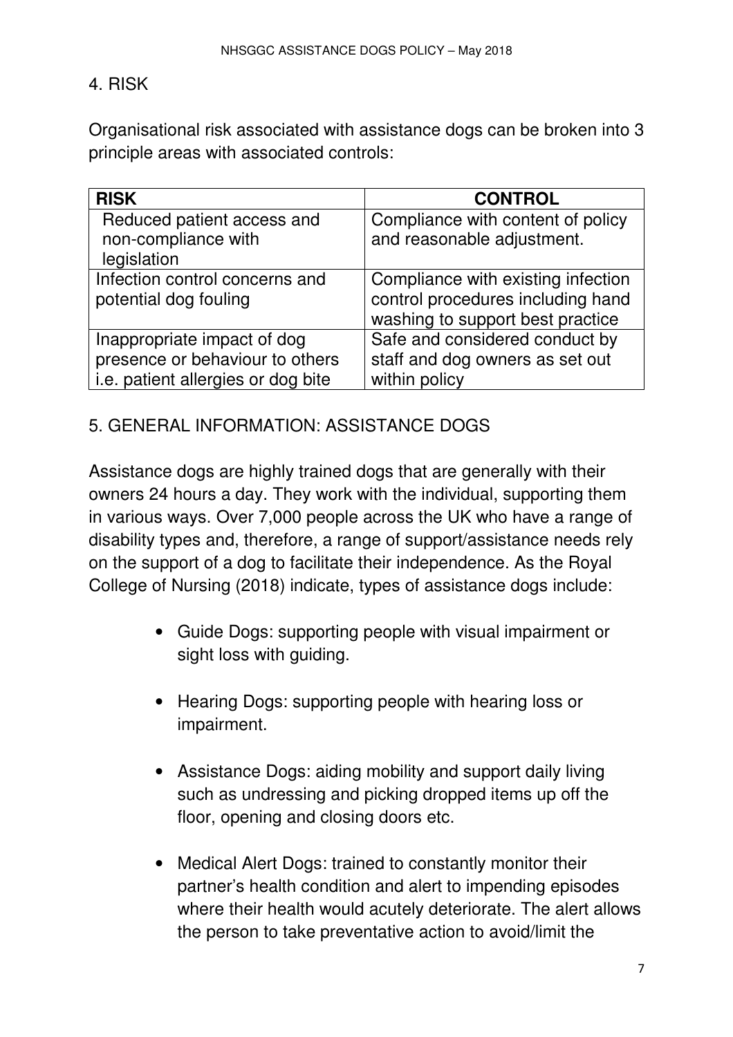## 4. RISK

Organisational risk associated with assistance dogs can be broken into 3 principle areas with associated controls:

| RISK | CONTROL |
| --- | --- |
| Reduced patient access and non-compliance with legislation | Compliance with content of policy and reasonable adjustment. |
| Infection control concerns and potential dog fouling | Compliance with existing infection control procedures including hand washing to support best practice |
| Inappropriate impact of dog presence or behaviour to others i.e. patient allergies or dog bite | Safe and considered conduct by staff and dog owners as set out within policy |

## 5. GENERAL INFORMATION: ASSISTANCE DOGS

Assistance dogs are highly trained dogs that are generally with their owners 24 hours a day. They work with the individual, supporting them in various ways. Over 7,000 people across the UK who have a range of disability types and, therefore, a range of support/assistance needs rely on the support of a dog to facilitate their independence. As the Royal College of Nursing (2018) indicate, types of assistance dogs include:

- Guide Dogs: supporting people with visual impairment or sight loss with guiding.
- Hearing Dogs: supporting people with hearing loss or impairment.
- Assistance Dogs: aiding mobility and support daily living such as undressing and picking dropped items up off the floor, opening and closing doors etc.
- Medical Alert Dogs: trained to constantly monitor their partner's health condition and alert to impending episodes where their health would acutely deteriorate. The alert allows the person to take preventative action to avoid/limit the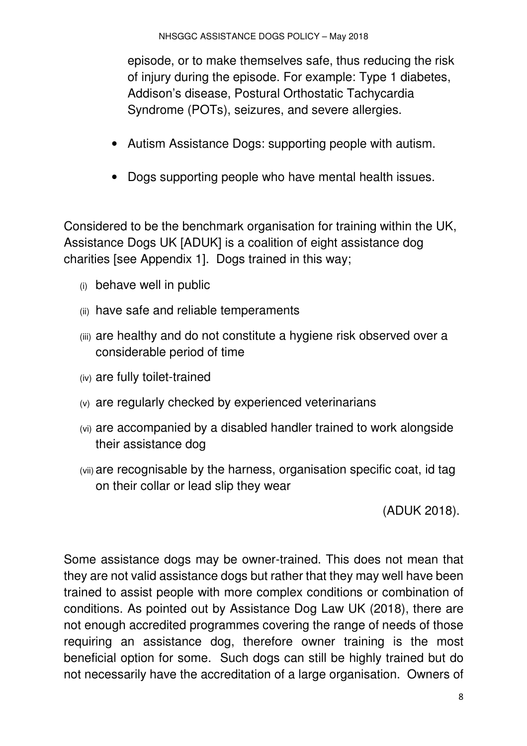episode, or to make themselves safe, thus reducing the risk of injury during the episode. For example: Type 1 diabetes, Addison's disease, Postural Orthostatic Tachycardia Syndrome (POTs), seizures, and severe allergies.

- Autism Assistance Dogs: supporting people with autism.
- Dogs supporting people who have mental health issues.

Considered to be the benchmark organisation for training within the UK, Assistance Dogs UK [ADUK] is a coalition of eight assistance dog charities [see Appendix 1]. Dogs trained in this way;

(i) behave well in public

(ii) have safe and reliable temperaments

(iii) are healthy and do not constitute a hygiene risk observed over a considerable period of time

(iv) are fully toilet-trained

(v) are regularly checked by experienced veterinarians

(vi) are accompanied by a disabled handler trained to work alongside their assistance dog

(vii) are recognisable by the harness, organisation specific coat, id tag on their collar or lead slip they wear

(ADUK 2018).

Some assistance dogs may be owner-trained. This does not mean that they are not valid assistance dogs but rather that they may well have been trained to assist people with more complex conditions or combination of conditions. As pointed out by Assistance Dog Law UK (2018), there are not enough accredited programmes covering the range of needs of those requiring an assistance dog, therefore owner training is the most beneficial option for some. Such dogs can still be highly trained but do not necessarily have the accreditation of a large organisation. Owners of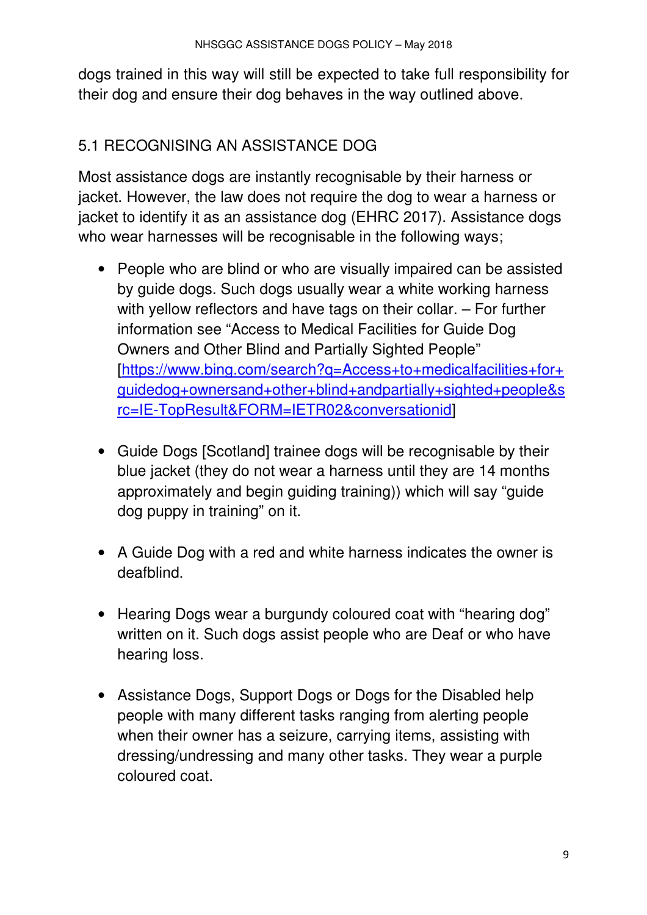dogs trained in this way will still be expected to take full responsibility for their dog and ensure their dog behaves in the way outlined above.

## 5.1 RECOGNISING AN ASSISTANCE DOG

Most assistance dogs are instantly recognisable by their harness or jacket. However, the law does not require the dog to wear a harness or jacket to identify it as an assistance dog (EHRC 2017). Assistance dogs who wear harnesses will be recognisable in the following ways;

- People who are blind or who are visually impaired can be assisted by guide dogs. Such dogs usually wear a white working harness with yellow reflectors and have tags on their collar. – For further information see "Access to Medical Facilities for Guide Dog Owners and Other Blind and Partially Sighted People" [https://www.bing.com/search?q=Access+to+medicalfacilities+for+guidedog+ownersand+other+blind+andpartially+sighted+people&src=IE-TopResult&FORM=IETR02&conversationid]

- Guide Dogs [Scotland] trainee dogs will be recognisable by their blue jacket (they do not wear a harness until they are 14 months approximately and begin guiding training)) which will say "guide dog puppy in training" on it.

- A Guide Dog with a red and white harness indicates the owner is deafblind.

- Hearing Dogs wear a burgundy coloured coat with "hearing dog" written on it. Such dogs assist people who are Deaf or who have hearing loss.

- Assistance Dogs, Support Dogs or Dogs for the Disabled help people with many different tasks ranging from alerting people when their owner has a seizure, carrying items, assisting with dressing/undressing and many other tasks. They wear a purple coloured coat.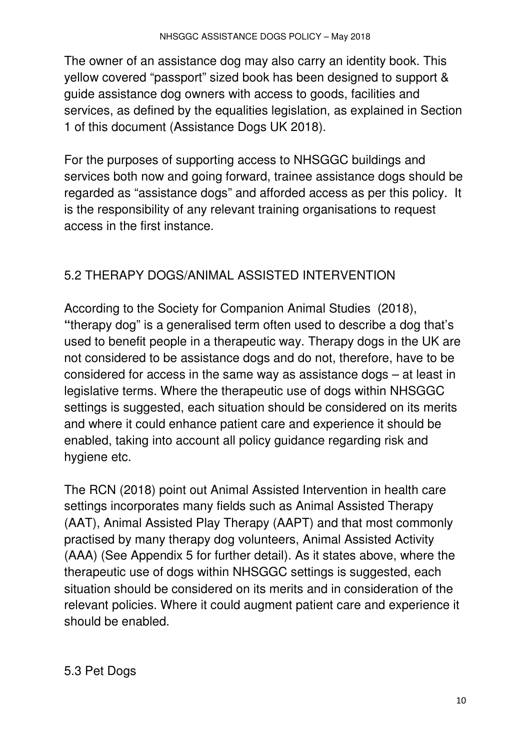The owner of an assistance dog may also carry an identity book. This yellow covered "passport" sized book has been designed to support & guide assistance dog owners with access to goods, facilities and services, as defined by the equalities legislation, as explained in Section 1 of this document (Assistance Dogs UK 2018).

For the purposes of supporting access to NHSGGC buildings and services both now and going forward, trainee assistance dogs should be regarded as "assistance dogs" and afforded access as per this policy. It is the responsibility of any relevant training organisations to request access in the first instance.

## 5.2 THERAPY DOGS/ANIMAL ASSISTED INTERVENTION

According to the Society for Companion Animal Studies (2018), "therapy dog" is a generalised term often used to describe a dog that's used to benefit people in a therapeutic way. Therapy dogs in the UK are not considered to be assistance dogs and do not, therefore, have to be considered for access in the same way as assistance dogs – at least in legislative terms. Where the therapeutic use of dogs within NHSGGC settings is suggested, each situation should be considered on its merits and where it could enhance patient care and experience it should be enabled, taking into account all policy guidance regarding risk and hygiene etc.

The RCN (2018) point out Animal Assisted Intervention in health care settings incorporates many fields such as Animal Assisted Therapy (AAT), Animal Assisted Play Therapy (AAPT) and that most commonly practised by many therapy dog volunteers, Animal Assisted Activity (AAA) (See Appendix 5 for further detail). As it states above, where the therapeutic use of dogs within NHSGGC settings is suggested, each situation should be considered on its merits and in consideration of the relevant policies. Where it could augment patient care and experience it should be enabled.

## 5.3 Pet Dogs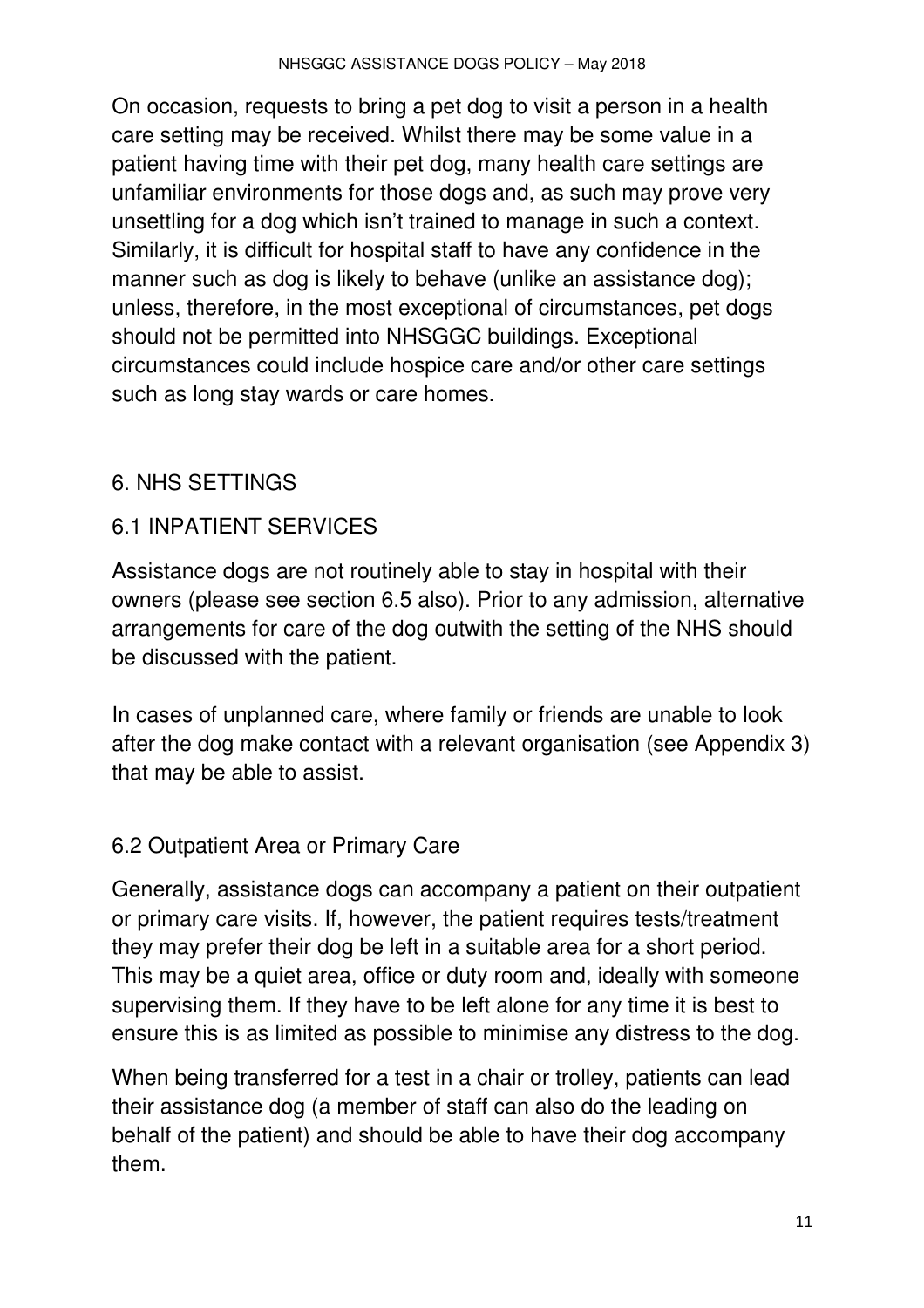On occasion, requests to bring a pet dog to visit a person in a health care setting may be received. Whilst there may be some value in a patient having time with their pet dog, many health care settings are unfamiliar environments for those dogs and, as such may prove very unsettling for a dog which isn't trained to manage in such a context. Similarly, it is difficult for hospital staff to have any confidence in the manner such as dog is likely to behave (unlike an assistance dog); unless, therefore, in the most exceptional of circumstances, pet dogs should not be permitted into NHSGGC buildings. Exceptional circumstances could include hospice care and/or other care settings such as long stay wards or care homes.

## 6. NHS SETTINGS

### 6.1 INPATIENT SERVICES

Assistance dogs are not routinely able to stay in hospital with their owners (please see section 6.5 also). Prior to any admission, alternative arrangements for care of the dog outwith the setting of the NHS should be discussed with the patient.

In cases of unplanned care, where family or friends are unable to look after the dog make contact with a relevant organisation (see Appendix 3) that may be able to assist.

### 6.2 Outpatient Area or Primary Care

Generally, assistance dogs can accompany a patient on their outpatient or primary care visits. If, however, the patient requires tests/treatment they may prefer their dog be left in a suitable area for a short period. This may be a quiet area, office or duty room and, ideally with someone supervising them. If they have to be left alone for any time it is best to ensure this is as limited as possible to minimise any distress to the dog.

When being transferred for a test in a chair or trolley, patients can lead their assistance dog (a member of staff can also do the leading on behalf of the patient) and should be able to have their dog accompany them.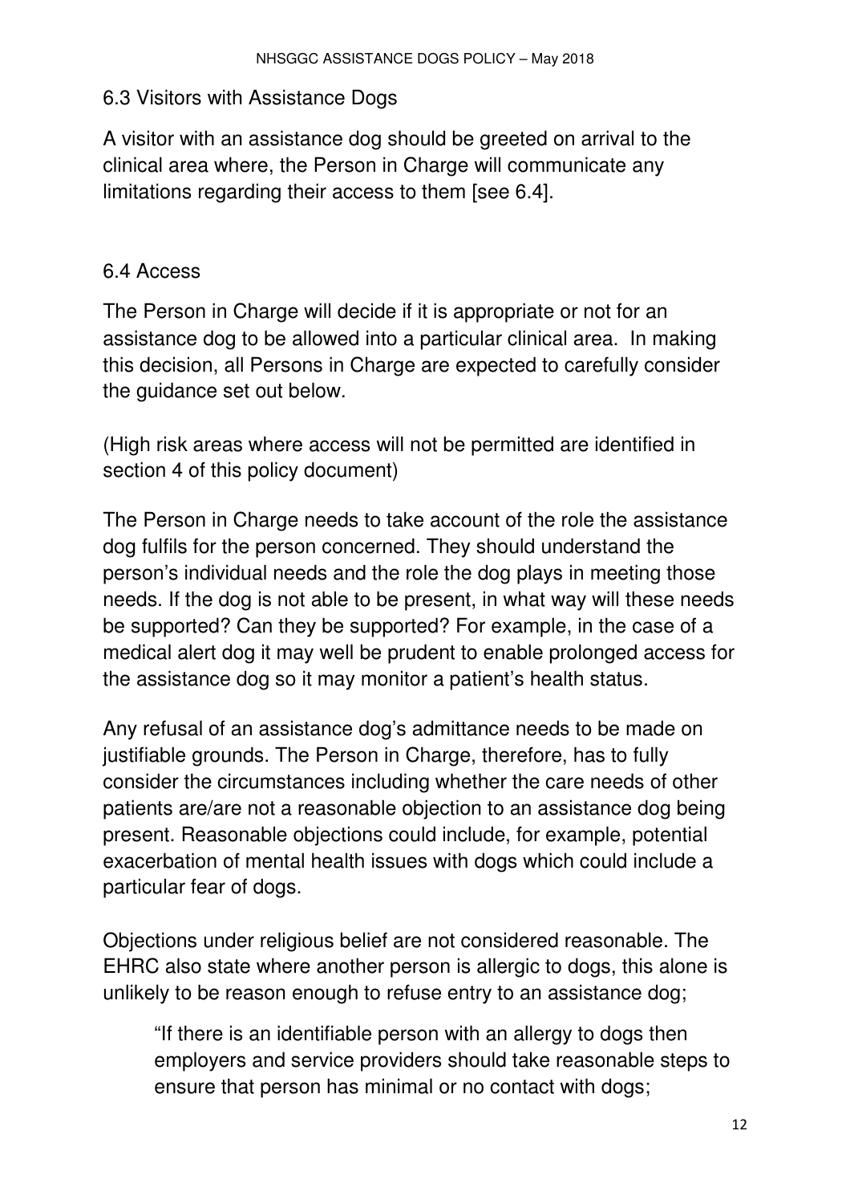### 6.3 Visitors with Assistance Dogs

A visitor with an assistance dog should be greeted on arrival to the clinical area where, the Person in Charge will communicate any limitations regarding their access to them [see 6.4].

### 6.4 Access

The Person in Charge will decide if it is appropriate or not for an assistance dog to be allowed into a particular clinical area. In making this decision, all Persons in Charge are expected to carefully consider the guidance set out below.

(High risk areas where access will not be permitted are identified in section 4 of this policy document)

The Person in Charge needs to take account of the role the assistance dog fulfils for the person concerned. They should understand the person's individual needs and the role the dog plays in meeting those needs. If the dog is not able to be present, in what way will these needs be supported? Can they be supported? For example, in the case of a medical alert dog it may well be prudent to enable prolonged access for the assistance dog so it may monitor a patient's health status.

Any refusal of an assistance dog's admittance needs to be made on justifiable grounds. The Person in Charge, therefore, has to fully consider the circumstances including whether the care needs of other patients are/are not a reasonable objection to an assistance dog being present. Reasonable objections could include, for example, potential exacerbation of mental health issues with dogs which could include a particular fear of dogs.

Objections under religious belief are not considered reasonable. The EHRC also state where another person is allergic to dogs, this alone is unlikely to be reason enough to refuse entry to an assistance dog;

> "If there is an identifiable person with an allergy to dogs then employers and service providers should take reasonable steps to ensure that person has minimal or no contact with dogs;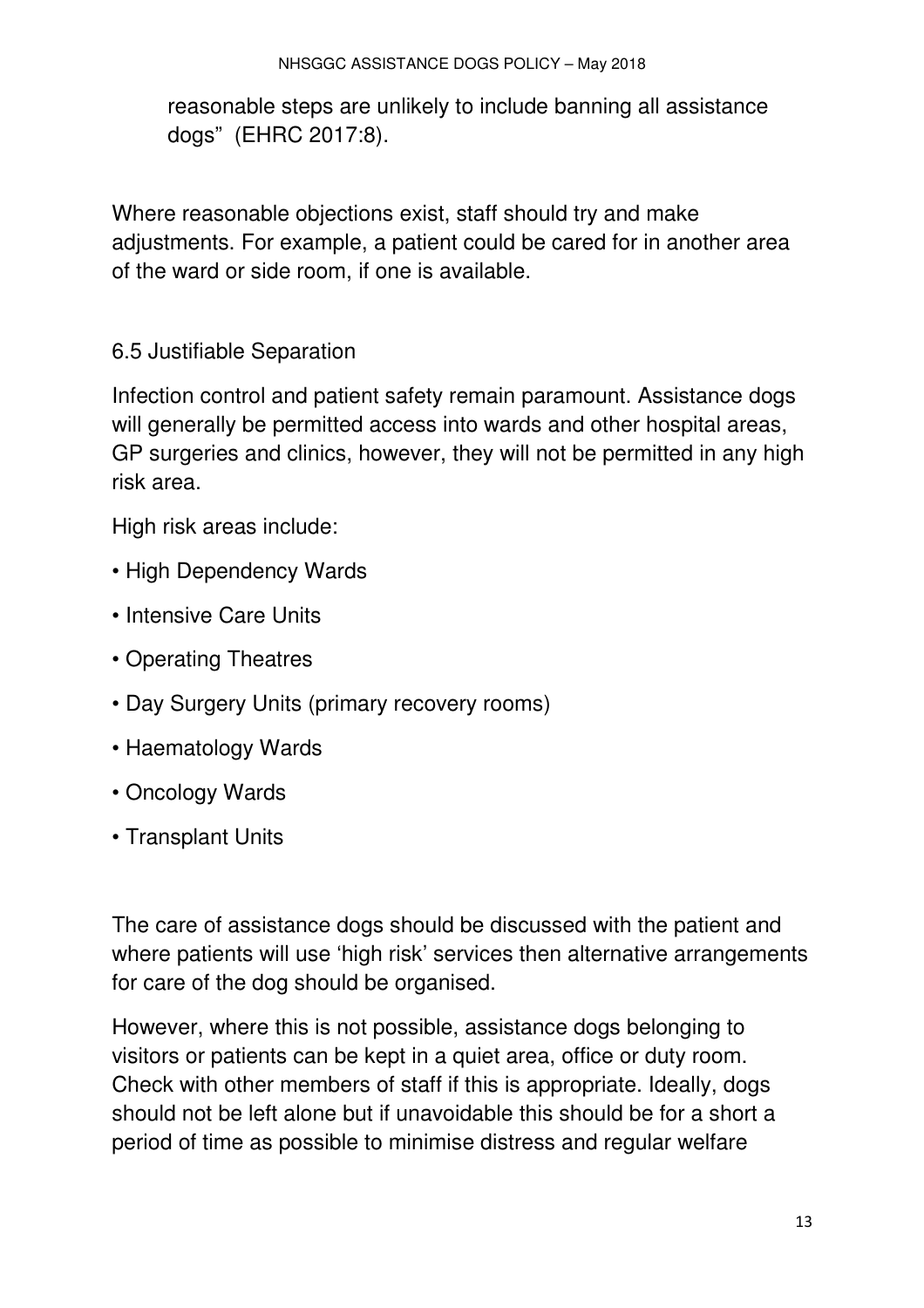reasonable steps are unlikely to include banning all assistance dogs" (EHRC 2017:8).

Where reasonable objections exist, staff should try and make adjustments. For example, a patient could be cared for in another area of the ward or side room, if one is available.

### 6.5 Justifiable Separation

Infection control and patient safety remain paramount. Assistance dogs will generally be permitted access into wards and other hospital areas, GP surgeries and clinics, however, they will not be permitted in any high risk area.

High risk areas include:

- High Dependency Wards
- Intensive Care Units
- Operating Theatres
- Day Surgery Units (primary recovery rooms)
- Haematology Wards
- Oncology Wards
- Transplant Units

The care of assistance dogs should be discussed with the patient and where patients will use 'high risk' services then alternative arrangements for care of the dog should be organised.

However, where this is not possible, assistance dogs belonging to visitors or patients can be kept in a quiet area, office or duty room. Check with other members of staff if this is appropriate. Ideally, dogs should not be left alone but if unavoidable this should be for a short a period of time as possible to minimise distress and regular welfare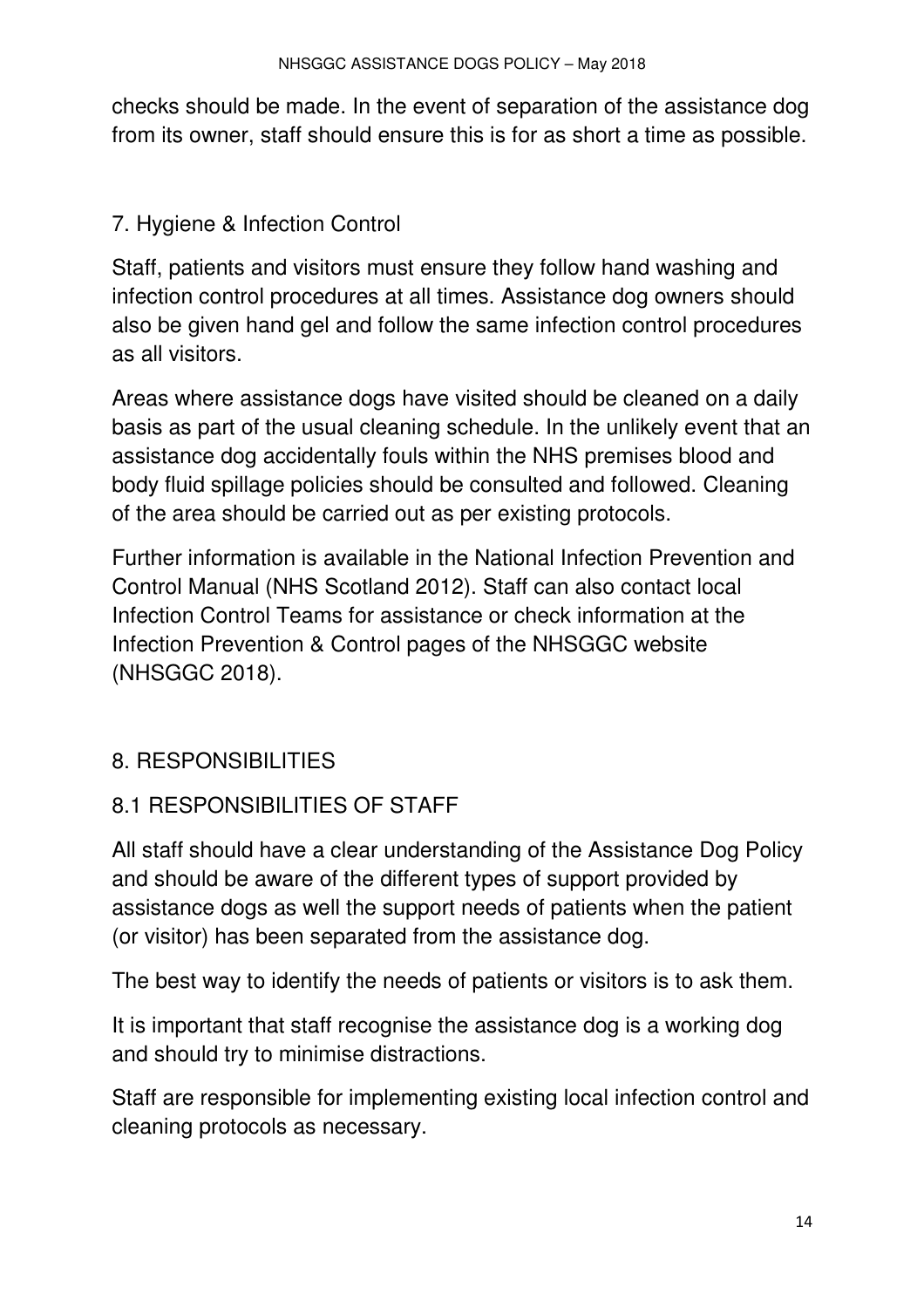checks should be made. In the event of separation of the assistance dog from its owner, staff should ensure this is for as short a time as possible.

## 7. Hygiene & Infection Control

Staff, patients and visitors must ensure they follow hand washing and infection control procedures at all times. Assistance dog owners should also be given hand gel and follow the same infection control procedures as all visitors.

Areas where assistance dogs have visited should be cleaned on a daily basis as part of the usual cleaning schedule. In the unlikely event that an assistance dog accidentally fouls within the NHS premises blood and body fluid spillage policies should be consulted and followed. Cleaning of the area should be carried out as per existing protocols.

Further information is available in the National Infection Prevention and Control Manual (NHS Scotland 2012). Staff can also contact local Infection Control Teams for assistance or check information at the Infection Prevention & Control pages of the NHSGGC website (NHSGGC 2018).

## 8. RESPONSIBILITIES

### 8.1 RESPONSIBILITIES OF STAFF

All staff should have a clear understanding of the Assistance Dog Policy and should be aware of the different types of support provided by assistance dogs as well the support needs of patients when the patient (or visitor) has been separated from the assistance dog.

The best way to identify the needs of patients or visitors is to ask them.

It is important that staff recognise the assistance dog is a working dog and should try to minimise distractions.

Staff are responsible for implementing existing local infection control and cleaning protocols as necessary.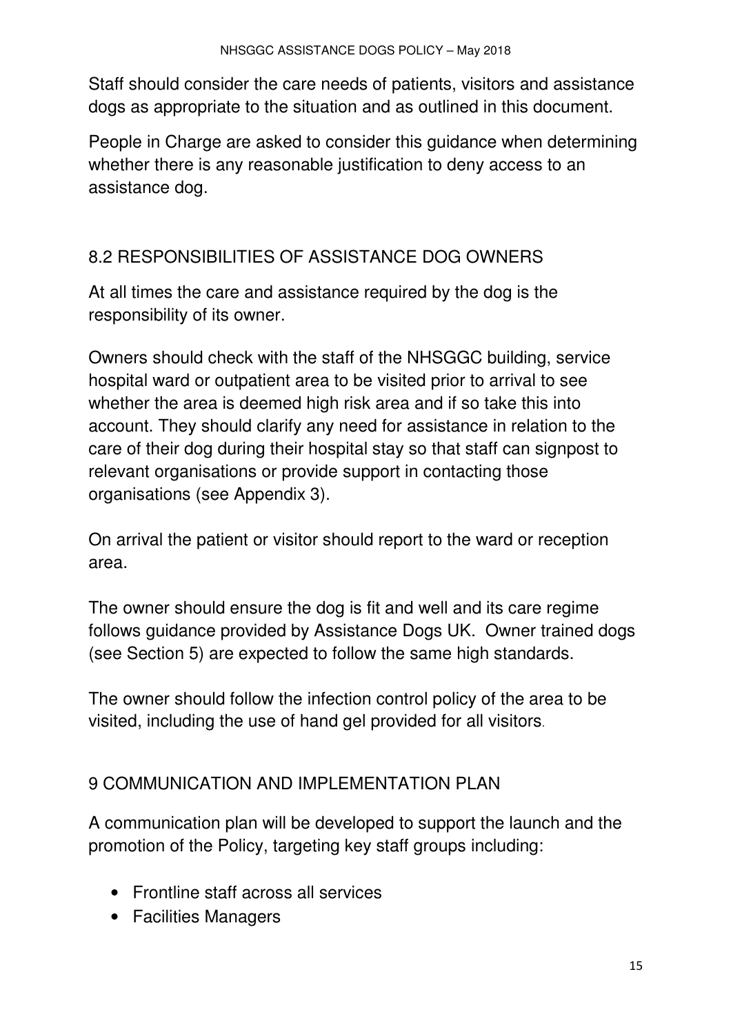Staff should consider the care needs of patients, visitors and assistance dogs as appropriate to the situation and as outlined in this document.

People in Charge are asked to consider this guidance when determining whether there is any reasonable justification to deny access to an assistance dog.

## 8.2 RESPONSIBILITIES OF ASSISTANCE DOG OWNERS

At all times the care and assistance required by the dog is the responsibility of its owner.

Owners should check with the staff of the NHSGGC building, service hospital ward or outpatient area to be visited prior to arrival to see whether the area is deemed high risk area and if so take this into account. They should clarify any need for assistance in relation to the care of their dog during their hospital stay so that staff can signpost to relevant organisations or provide support in contacting those organisations (see Appendix 3).

On arrival the patient or visitor should report to the ward or reception area.

The owner should ensure the dog is fit and well and its care regime follows guidance provided by Assistance Dogs UK. Owner trained dogs (see Section 5) are expected to follow the same high standards.

The owner should follow the infection control policy of the area to be visited, including the use of hand gel provided for all visitors.

## 9 COMMUNICATION AND IMPLEMENTATION PLAN

A communication plan will be developed to support the launch and the promotion of the Policy, targeting key staff groups including:

- Frontline staff across all services
- Facilities Managers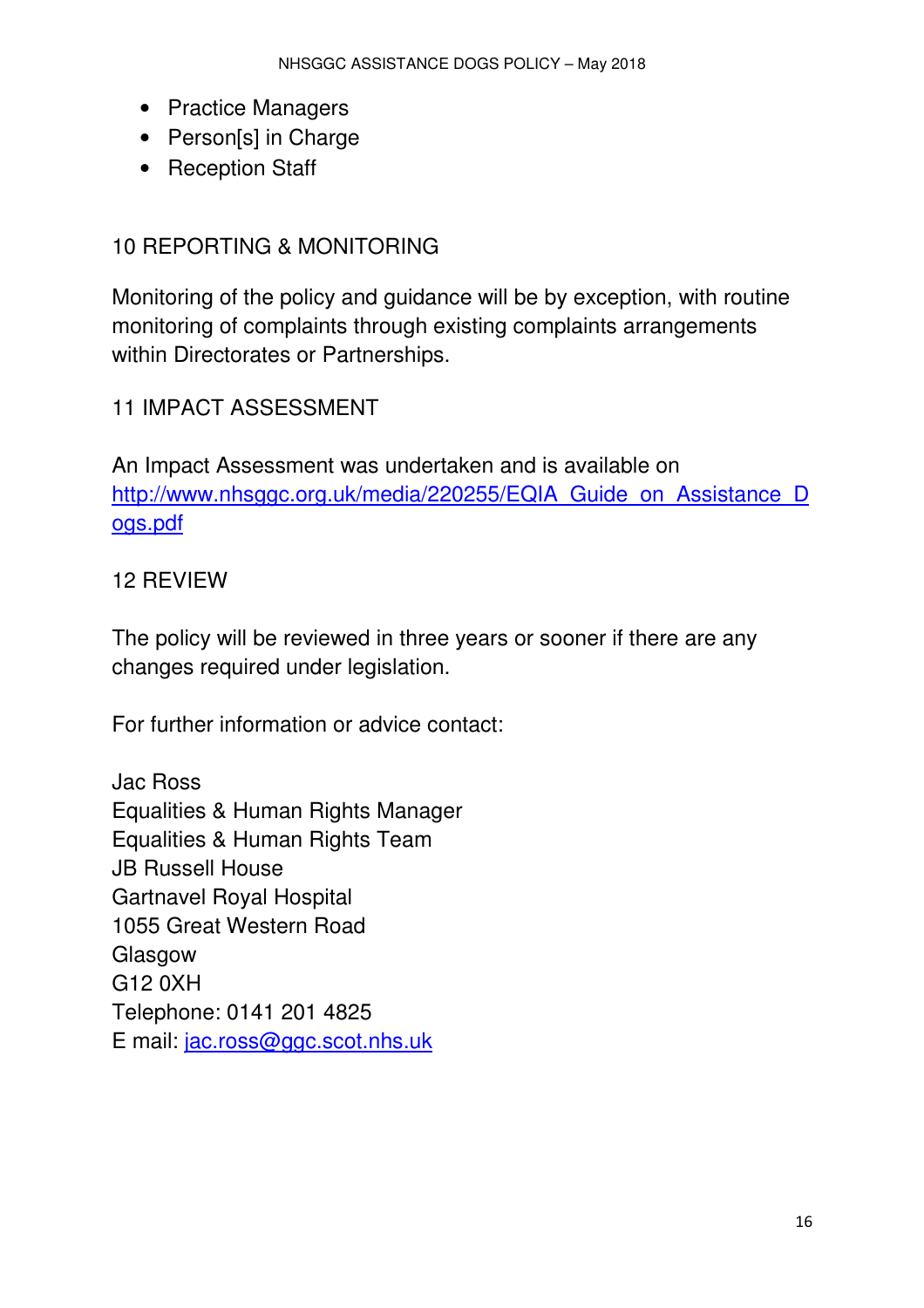- Practice Managers
- Person[s] in Charge
- Reception Staff

## 10 REPORTING & MONITORING

Monitoring of the policy and guidance will be by exception, with routine monitoring of complaints through existing complaints arrangements within Directorates or Partnerships.

## 11 IMPACT ASSESSMENT

An Impact Assessment was undertaken and is available on [http://www.nhsggc.org.uk/media/220255/EQIA_Guide_on_Assistance_Dogs.pdf](http://www.nhsggc.org.uk/media/220255/EQIA_Guide_on_Assistance_Dogs.pdf)

## 12 REVIEW

The policy will be reviewed in three years or sooner if there are any changes required under legislation.

For further information or advice contact:

Jac Ross  
Equalities & Human Rights Manager  
Equalities & Human Rights Team  
JB Russell House  
Gartnavel Royal Hospital  
1055 Great Western Road  
Glasgow  
G12 0XH  
Telephone: 0141 201 4825  
E mail: [jac.ross@ggc.scot.nhs.uk](mailto:jac.ross@ggc.scot.nhs.uk)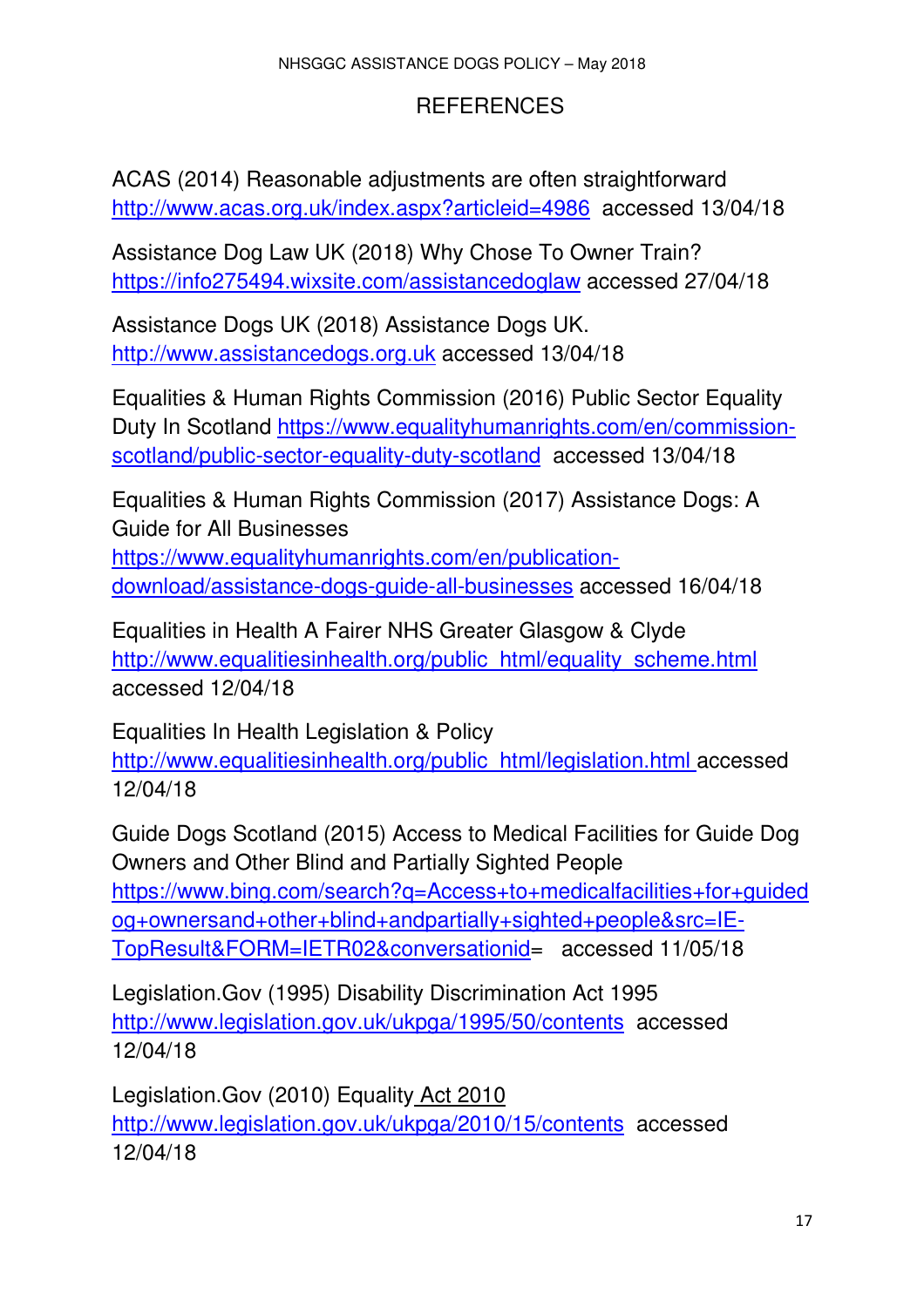# REFERENCES

ACAS (2014) Reasonable adjustments are often straightforward http://www.acas.org.uk/index.aspx?articleid=4986 accessed 13/04/18

Assistance Dog Law UK (2018) Why Chose To Owner Train? https://info275494.wixsite.com/assistancedoglaw accessed 27/04/18

Assistance Dogs UK (2018) Assistance Dogs UK. http://www.assistancedogs.org.uk accessed 13/04/18

Equalities & Human Rights Commission (2016) Public Sector Equality Duty In Scotland https://www.equalityhumanrights.com/en/commission-scotland/public-sector-equality-duty-scotland accessed 13/04/18

Equalities & Human Rights Commission (2017) Assistance Dogs: A Guide for All Businesses https://www.equalityhumanrights.com/en/publication-download/assistance-dogs-guide-all-businesses accessed 16/04/18

Equalities in Health A Fairer NHS Greater Glasgow & Clyde http://www.equalitiesinhealth.org/public_html/equality_scheme.html accessed 12/04/18

Equalities In Health Legislation & Policy http://www.equalitiesinhealth.org/public_html/legislation.html accessed 12/04/18

Guide Dogs Scotland (2015) Access to Medical Facilities for Guide Dog Owners and Other Blind and Partially Sighted People https://www.bing.com/search?q=Access+to+medicalfacilities+for+guidedog+ownersand+other+blind+andpartially+sighted+people&src=IE-TopResult&FORM=IETR02&conversationid= accessed 11/05/18

Legislation.Gov (1995) Disability Discrimination Act 1995 http://www.legislation.gov.uk/ukpga/1995/50/contents accessed 12/04/18

Legislation.Gov (2010) Equality Act 2010 http://www.legislation.gov.uk/ukpga/2010/15/contents accessed 12/04/18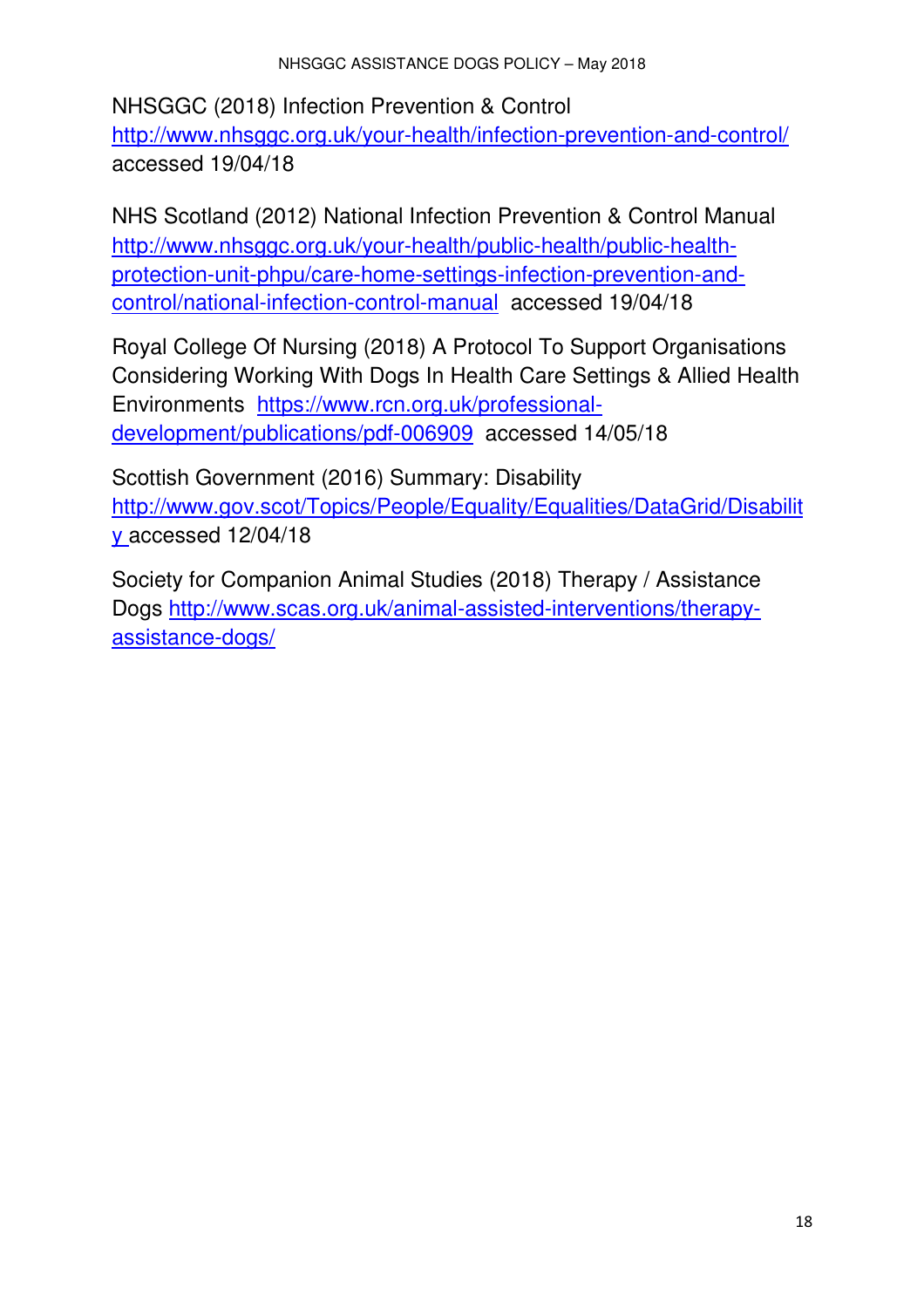NHSGGC (2018) Infection Prevention & Control http://www.nhsggc.org.uk/your-health/infection-prevention-and-control/ accessed 19/04/18

NHS Scotland (2012) National Infection Prevention & Control Manual http://www.nhsggc.org.uk/your-health/public-health/public-health-protection-unit-phpu/care-home-settings-infection-prevention-and-control/national-infection-control-manual accessed 19/04/18

Royal College Of Nursing (2018) A Protocol To Support Organisations Considering Working With Dogs In Health Care Settings & Allied Health Environments https://www.rcn.org.uk/professional-development/publications/pdf-006909 accessed 14/05/18

Scottish Government (2016) Summary: Disability http://www.gov.scot/Topics/People/Equality/Equalities/DataGrid/Disability accessed 12/04/18

Society for Companion Animal Studies (2018) Therapy / Assistance Dogs http://www.scas.org.uk/animal-assisted-interventions/therapy-assistance-dogs/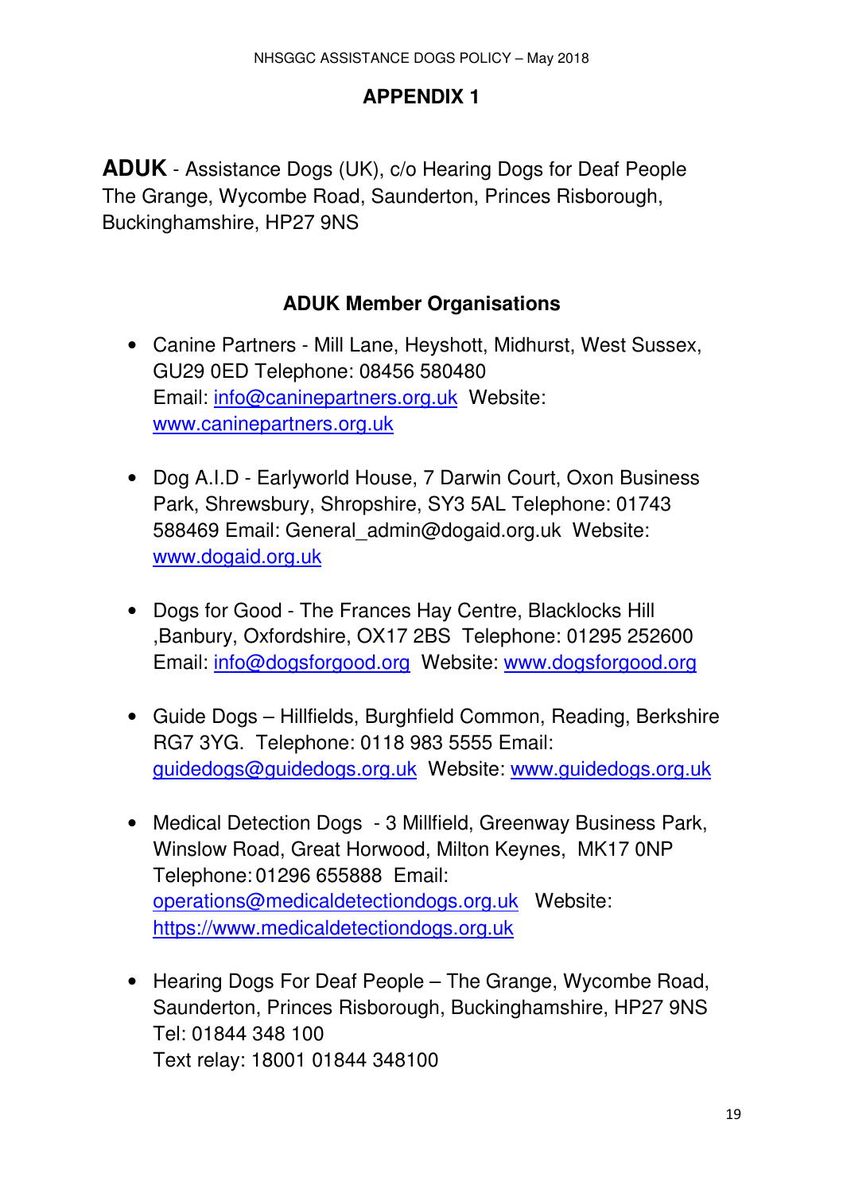## APPENDIX 1

**ADUK** - Assistance Dogs (UK), c/o Hearing Dogs for Deaf People The Grange, Wycombe Road, Saunderton, Princes Risborough, Buckinghamshire, HP27 9NS

### ADUK Member Organisations

- Canine Partners - Mill Lane, Heyshott, Midhurst, West Sussex, GU29 0ED Telephone: 08456 580480
  Email: info@caninepartners.org.uk Website: www.caninepartners.org.uk

- Dog A.I.D - Earlyworld House, 7 Darwin Court, Oxon Business Park, Shrewsbury, Shropshire, SY3 5AL Telephone: 01743 588469 Email: General_admin@dogaid.org.uk Website: www.dogaid.org.uk

- Dogs for Good - The Frances Hay Centre, Blacklocks Hill ,Banbury, Oxfordshire, OX17 2BS Telephone: 01295 252600 Email: info@dogsforgood.org Website: www.dogsforgood.org

- Guide Dogs – Hillfields, Burghfield Common, Reading, Berkshire RG7 3YG. Telephone: 0118 983 5555 Email: guidedogs@guidedogs.org.uk Website: www.guidedogs.org.uk

- Medical Detection Dogs - 3 Millfield, Greenway Business Park, Winslow Road, Great Horwood, Milton Keynes, MK17 0NP Telephone: 01296 655888 Email: operations@medicaldetectiondogs.org.uk Website: https://www.medicaldetectiondogs.org.uk

- Hearing Dogs For Deaf People – The Grange, Wycombe Road, Saunderton, Princes Risborough, Buckinghamshire, HP27 9NS
  Tel: 01844 348 100
  Text relay: 18001 01844 348100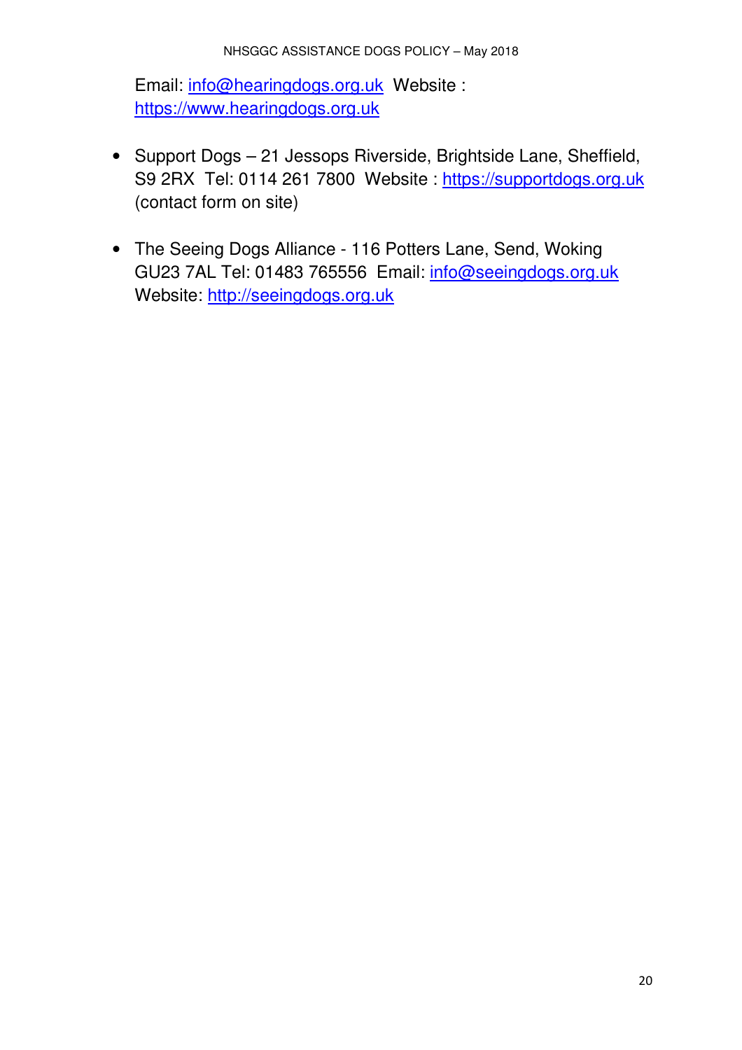Email: info@hearingdogs.org.uk Website : https://www.hearingdogs.org.uk

- Support Dogs – 21 Jessops Riverside, Brightside Lane, Sheffield, S9 2RX Tel: 0114 261 7800 Website : https://supportdogs.org.uk (contact form on site)

- The Seeing Dogs Alliance - 116 Potters Lane, Send, Woking GU23 7AL Tel: 01483 765556 Email: info@seeingdogs.org.uk Website: http://seeingdogs.org.uk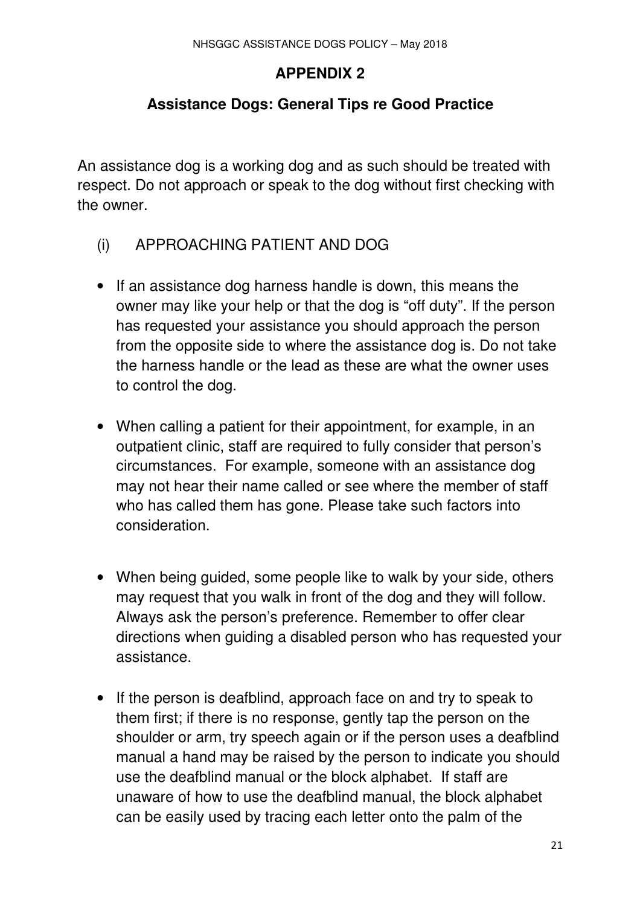## APPENDIX 2

### Assistance Dogs: General Tips re Good Practice

An assistance dog is a working dog and as such should be treated with respect. Do not approach or speak to the dog without first checking with the owner.

(i) APPROACHING PATIENT AND DOG

- If an assistance dog harness handle is down, this means the owner may like your help or that the dog is "off duty". If the person has requested your assistance you should approach the person from the opposite side to where the assistance dog is. Do not take the harness handle or the lead as these are what the owner uses to control the dog.

- When calling a patient for their appointment, for example, in an outpatient clinic, staff are required to fully consider that person's circumstances. For example, someone with an assistance dog may not hear their name called or see where the member of staff who has called them has gone. Please take such factors into consideration.

- When being guided, some people like to walk by your side, others may request that you walk in front of the dog and they will follow. Always ask the person's preference. Remember to offer clear directions when guiding a disabled person who has requested your assistance.

- If the person is deafblind, approach face on and try to speak to them first; if there is no response, gently tap the person on the shoulder or arm, try speech again or if the person uses a deafblind manual a hand may be raised by the person to indicate you should use the deafblind manual or the block alphabet. If staff are unaware of how to use the deafblind manual, the block alphabet can be easily used by tracing each letter onto the palm of the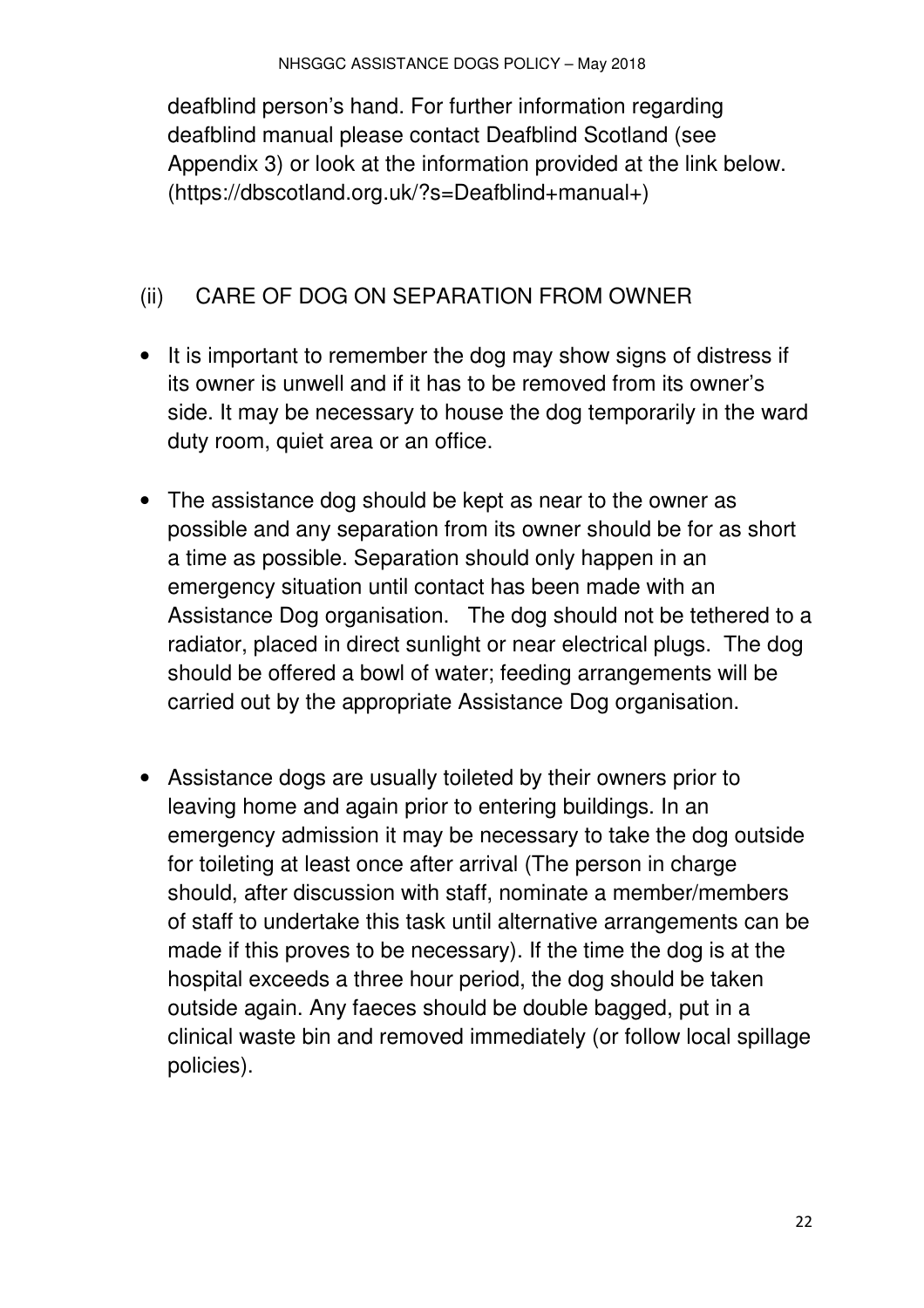deafblind person's hand. For further information regarding deafblind manual please contact Deafblind Scotland (see Appendix 3) or look at the information provided at the link below. (https://dbscotland.org.uk/?s=Deafblind+manual+)

## (ii) CARE OF DOG ON SEPARATION FROM OWNER

- It is important to remember the dog may show signs of distress if its owner is unwell and if it has to be removed from its owner's side. It may be necessary to house the dog temporarily in the ward duty room, quiet area or an office.

- The assistance dog should be kept as near to the owner as possible and any separation from its owner should be for as short a time as possible. Separation should only happen in an emergency situation until contact has been made with an Assistance Dog organisation. The dog should not be tethered to a radiator, placed in direct sunlight or near electrical plugs. The dog should be offered a bowl of water; feeding arrangements will be carried out by the appropriate Assistance Dog organisation.

- Assistance dogs are usually toileted by their owners prior to leaving home and again prior to entering buildings. In an emergency admission it may be necessary to take the dog outside for toileting at least once after arrival (The person in charge should, after discussion with staff, nominate a member/members of staff to undertake this task until alternative arrangements can be made if this proves to be necessary). If the time the dog is at the hospital exceeds a three hour period, the dog should be taken outside again. Any faeces should be double bagged, put in a clinical waste bin and removed immediately (or follow local spillage policies).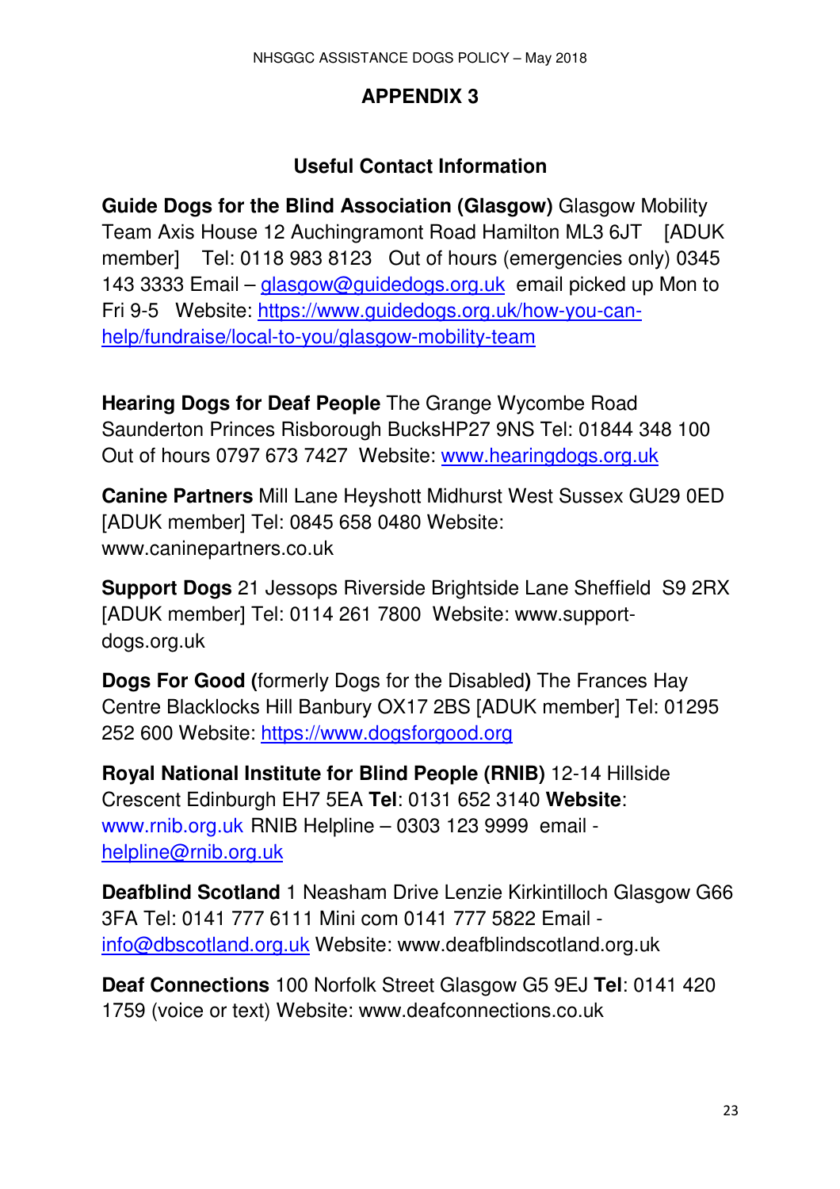## APPENDIX 3

### Useful Contact Information

**Guide Dogs for the Blind Association (Glasgow)** Glasgow Mobility Team Axis House 12 Auchingramont Road Hamilton ML3 6JT [ADUK member] Tel: 0118 983 8123 Out of hours (emergencies only) 0345 143 3333 Email – glasgow@guidedogs.org.uk email picked up Mon to Fri 9-5 Website: https://www.guidedogs.org.uk/how-you-can-help/fundraise/local-to-you/glasgow-mobility-team

**Hearing Dogs for Deaf People** The Grange Wycombe Road Saunderton Princes Risborough BucksHP27 9NS Tel: 01844 348 100 Out of hours 0797 673 7427 Website: www.hearingdogs.org.uk

**Canine Partners** Mill Lane Heyshott Midhurst West Sussex GU29 0ED [ADUK member] Tel: 0845 658 0480 Website: www.caninepartners.co.uk

**Support Dogs** 21 Jessops Riverside Brightside Lane Sheffield S9 2RX [ADUK member] Tel: 0114 261 7800 Website: www.support-dogs.org.uk

**Dogs For Good (**formerly Dogs for the Disabled**)** The Frances Hay Centre Blacklocks Hill Banbury OX17 2BS [ADUK member] Tel: 01295 252 600 Website: https://www.dogsforgood.org

**Royal National Institute for Blind People (RNIB)** 12-14 Hillside Crescent Edinburgh EH7 5EA **Tel**: 0131 652 3140 **Website**: www.rnib.org.uk RNIB Helpline – 0303 123 9999 email - helpline@rnib.org.uk

**Deafblind Scotland** 1 Neasham Drive Lenzie Kirkintilloch Glasgow G66 3FA Tel: 0141 777 6111 Mini com 0141 777 5822 Email - info@dbscotland.org.uk Website: www.deafblindscotland.org.uk

**Deaf Connections** 100 Norfolk Street Glasgow G5 9EJ **Tel**: 0141 420 1759 (voice or text) Website: www.deafconnections.co.uk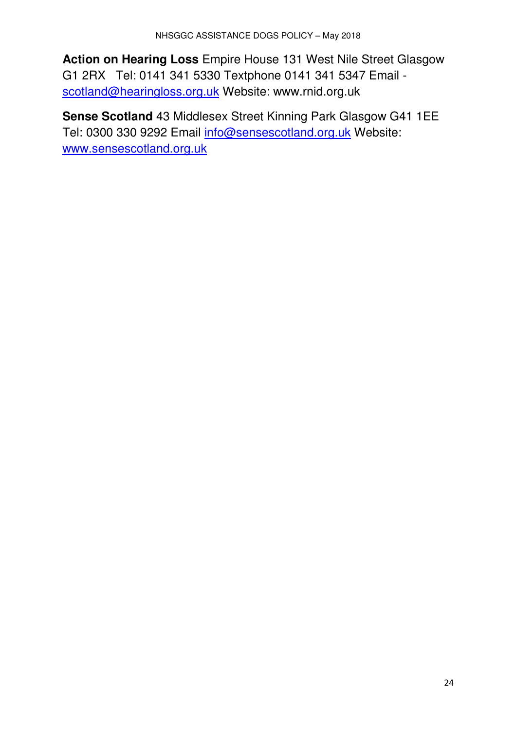**Action on Hearing Loss** Empire House 131 West Nile Street Glasgow G1 2RX Tel: 0141 341 5330 Textphone 0141 341 5347 Email - scotland@hearingloss.org.uk Website: www.rnid.org.uk

**Sense Scotland** 43 Middlesex Street Kinning Park Glasgow G41 1EE Tel: 0300 330 9292 Email info@sensescotland.org.uk Website: www.sensescotland.org.uk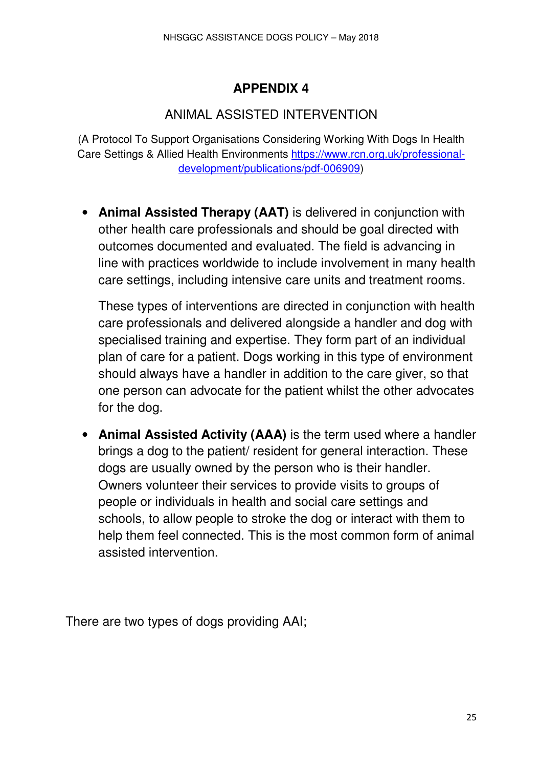# APPENDIX 4

## ANIMAL ASSISTED INTERVENTION

(A Protocol To Support Organisations Considering Working With Dogs In Health Care Settings & Allied Health Environments https://www.rcn.org.uk/professional-development/publications/pdf-006909)

- **Animal Assisted Therapy (AAT)** is delivered in conjunction with other health care professionals and should be goal directed with outcomes documented and evaluated. The field is advancing in line with practices worldwide to include involvement in many health care settings, including intensive care units and treatment rooms.

  These types of interventions are directed in conjunction with health care professionals and delivered alongside a handler and dog with specialised training and expertise. They form part of an individual plan of care for a patient. Dogs working in this type of environment should always have a handler in addition to the care giver, so that one person can advocate for the patient whilst the other advocates for the dog.

- **Animal Assisted Activity (AAA)** is the term used where a handler brings a dog to the patient/ resident for general interaction. These dogs are usually owned by the person who is their handler. Owners volunteer their services to provide visits to groups of people or individuals in health and social care settings and schools, to allow people to stroke the dog or interact with them to help them feel connected. This is the most common form of animal assisted intervention.

There are two types of dogs providing AAI;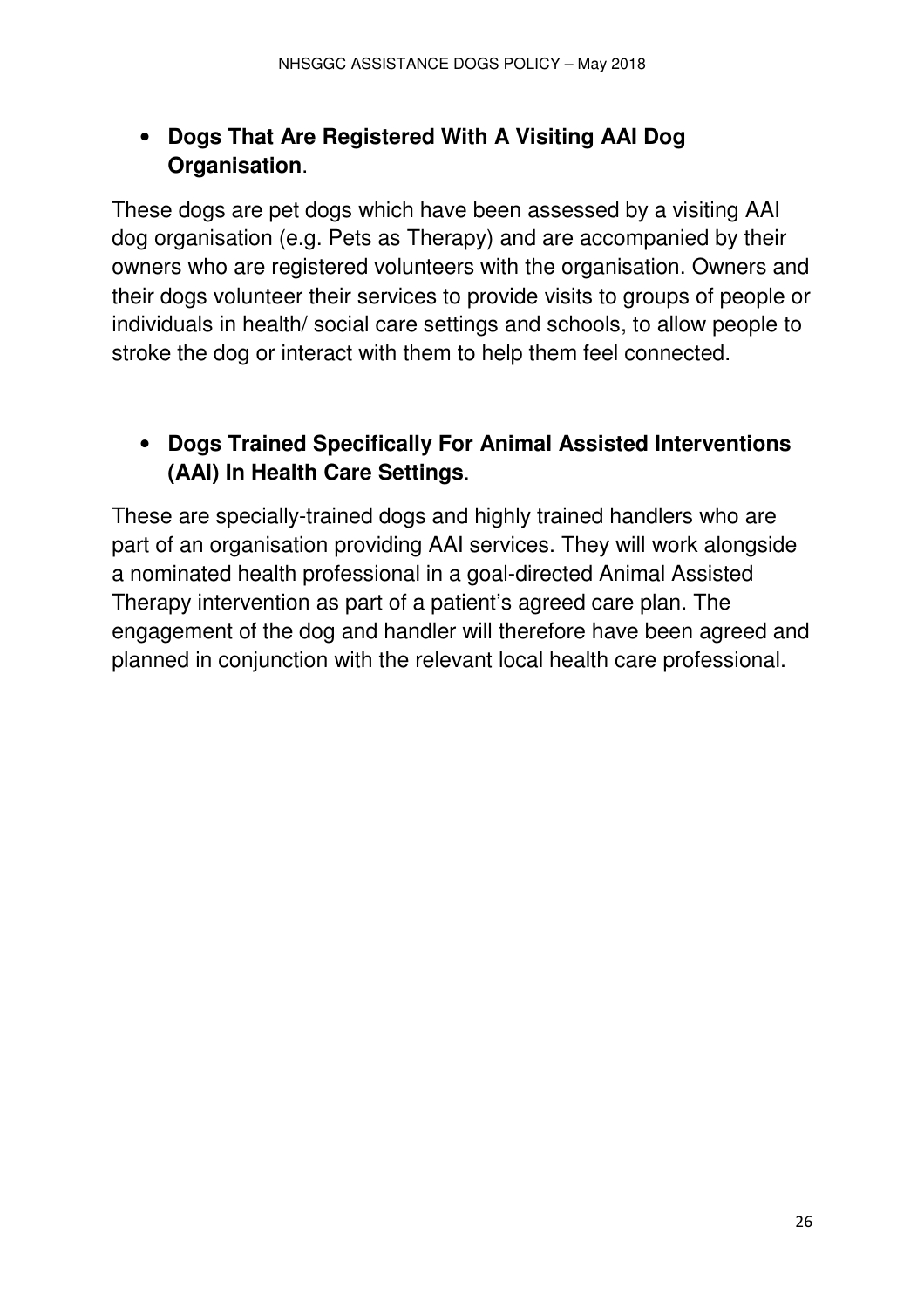- **Dogs That Are Registered With A Visiting AAI Dog Organisation**.

These dogs are pet dogs which have been assessed by a visiting AAI dog organisation (e.g. Pets as Therapy) and are accompanied by their owners who are registered volunteers with the organisation. Owners and their dogs volunteer their services to provide visits to groups of people or individuals in health/ social care settings and schools, to allow people to stroke the dog or interact with them to help them feel connected.

- **Dogs Trained Specifically For Animal Assisted Interventions (AAI) In Health Care Settings**.

These are specially-trained dogs and highly trained handlers who are part of an organisation providing AAI services. They will work alongside a nominated health professional in a goal-directed Animal Assisted Therapy intervention as part of a patient's agreed care plan. The engagement of the dog and handler will therefore have been agreed and planned in conjunction with the relevant local health care professional.